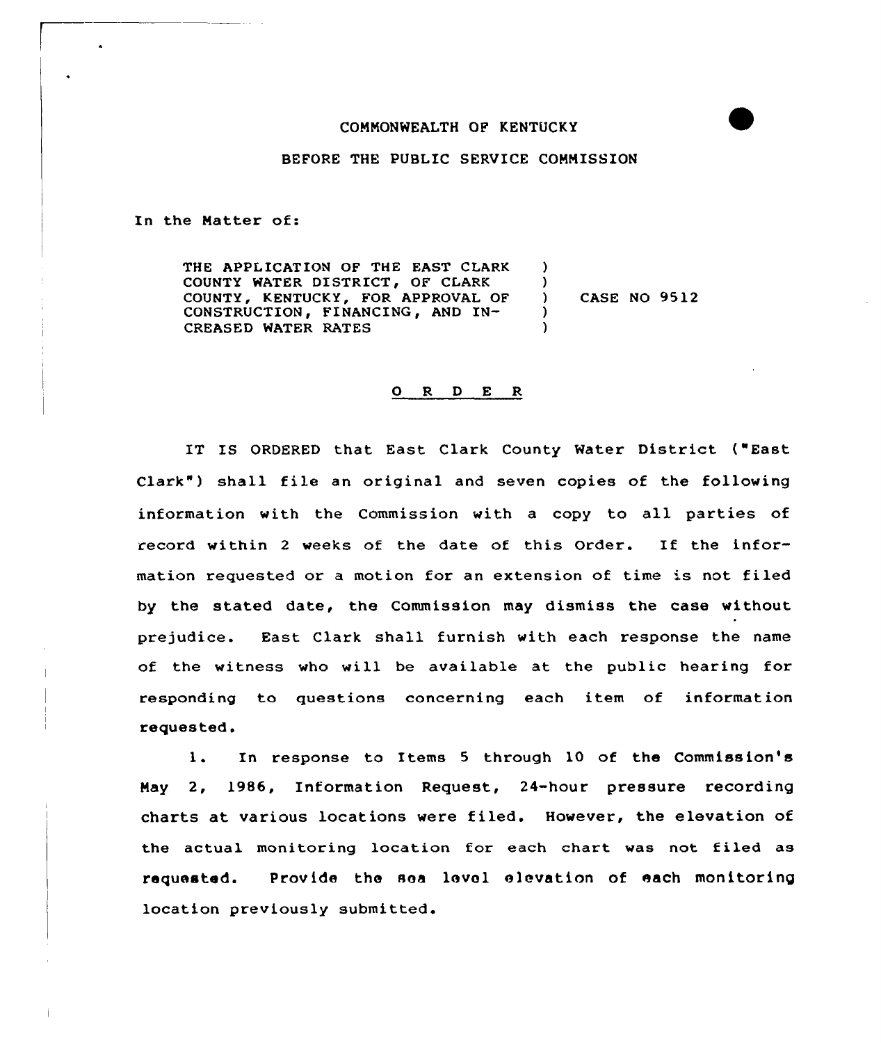COMMONWEALTH OF KENTUCKY

BEFORE THE PUBLIC SERVICE COMMISSION

In the Matter of:

THE APPLICATION OF THE EAST CLARK COUNTY WATER DISTRICT, OF CLARK COUNTY, KENTUCKY, FOR APPROVAL OF CONSTRUCTION, FINANCING, AND INCREASED WATER RATES ) CASE NO 9512

## O R D E R

IT IS ORDERED that East Clark County Water District ("East Clark") shall file an original and seven copies of the following information with the Commission with a copy to all parties of record within 2 weeks of the date of this Order. If the information requested or a motion for an extension of time is not filed by the stated date, the Commission may dismiss the case without prejudice. East Clark shall furnish with each response the name of the witness who will be available at the public hearing for responding to questions concerning each item of information requested.

1. In response to Items 5 through 10 of the Commission's May 2, 1986, Information Request, 24-hour pressure recording charts at various locations were filed. However, the elevation of the actual monitoring location for each chart was not filed as requested. Provide the sea level elevation of each monitoring location previously submitted.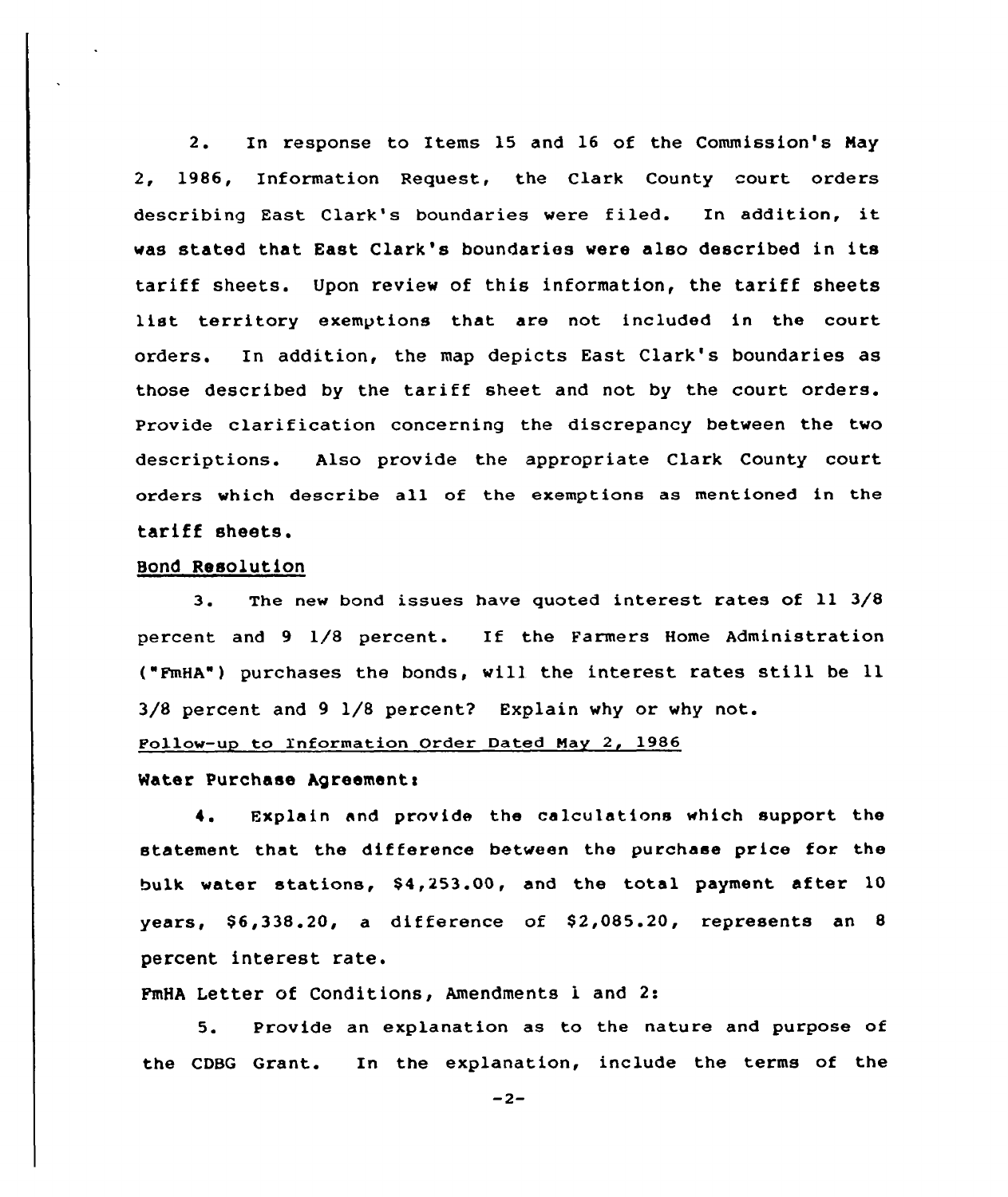2. In response to Items 15 and 16 of the Commission's May 2, 1986, Information Request, the Clark County court orders describing East Clark's boundaries were filed. In addition, it was stated that East Clark's boundaries were also described in its tariff sheets. Upon review of this information, the tariff sheets list territory exemptions that are not included in the court orders. In addition, the map depicts East Clark's boundaries as those described by the tariff sheet and not by the court orders. Provide clarification concerning the discrepancy between the two descriptions. Also provide the appropriate Clark County court orders which describe all of the exemptions as mentioned in the tariff sheets.

<u>Bond Resolution</u>

3. The new bond issues have quoted interest rates of 11 3/8 percent and 9 1/8 percent. If the Farmers Home Administration ("FmHA") purchases the bonds, will the interest rates still be 11 3/8 percent and 9 1/8 percent? Explain why or why not.

<u>Follow-up to Information Order Dated May 2, 1986</u>

Water Purchase Agreement:

4. Explain and provide the calculations which support the statement that the difference between the purchase price for the bulk water stations, $4,253.00, and the total payment after 10 years, $6,338.20, a difference of $2,085.20, represents an 8 percent interest rate.

FmHA Letter of Conditions, Amendments 1 and 2:

5. Provide an explanation as to the nature and purpose of the CDBG Grant. In the explanation, include the terms of the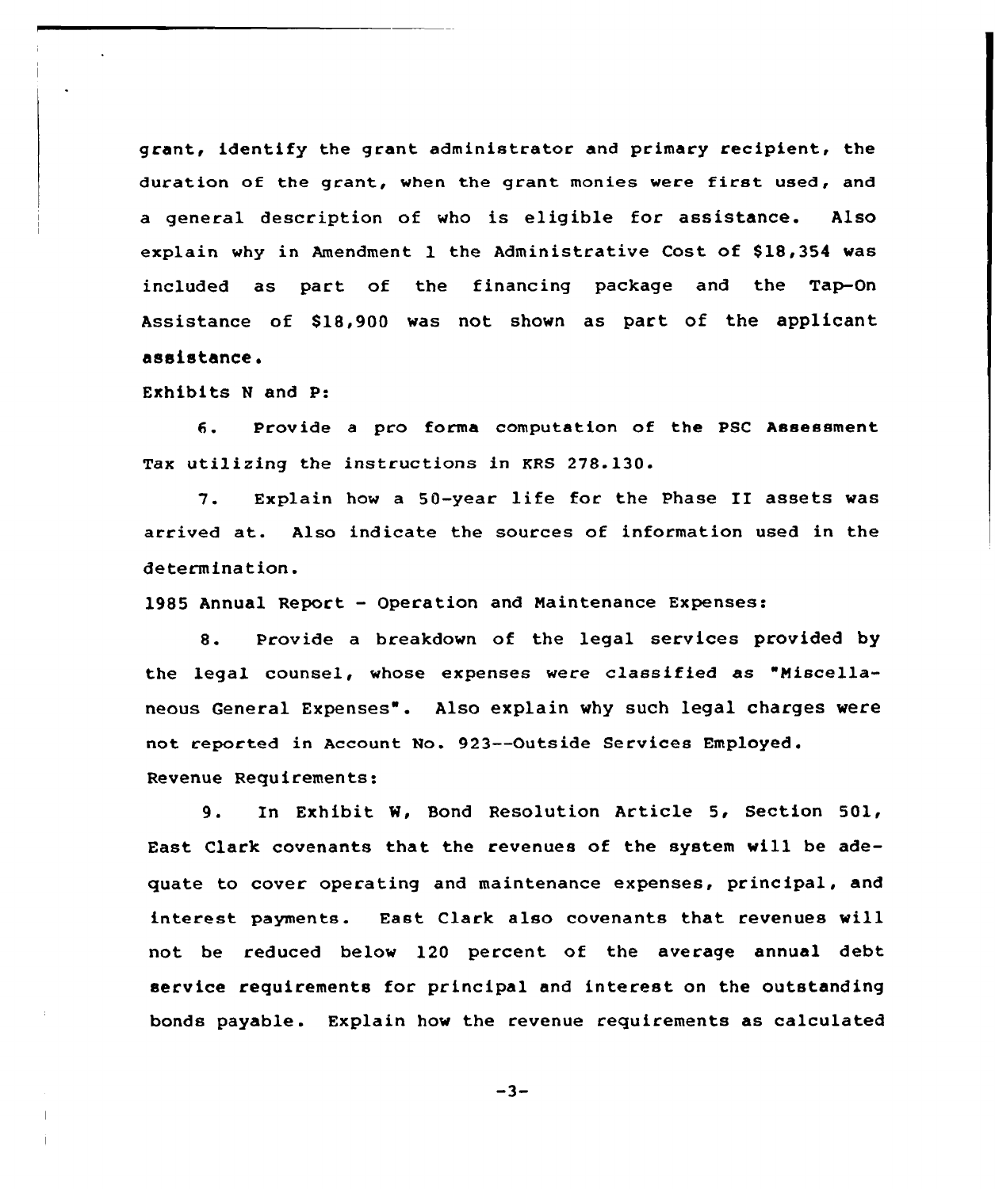grant, identify the grant administrator and primary recipient, the duration of the grant, when the grant monies were first used, and a general description of who is eligible for assistance. Also explain why in Amendment 1 the Administrative Cost of $18,354 was included as part of the financing package and the Tap-On Assistance of $18,900 was not shown as part of the applicant assistance.

Exhibits N and P:

6. Provide a pro forma computation of the PSC Assessment Tax utilizing the instructions in KRS 278.130.

7. Explain how a 50-year life for the Phase II assets was arrived at. Also indicate the sources of information used in the determination.

1985 Annual Report - Operation and Maintenance Expenses:

8. Provide a breakdown of the legal services provided by the legal counsel, whose expenses were classified as "Miscellaneous General Expenses". Also explain why such legal charges were not reported in Account No. 923--Outside Services Employed.

Revenue Requirements:

9. In Exhibit W, Bond Resolution Article 5, Section 501, East Clark covenants that the revenues of the system will be adequate to cover operating and maintenance expenses, principal, and interest payments. East Clark also covenants that revenues will not be reduced below 120 percent of the average annual debt service requirements for principal and interest on the outstanding bonds payable. Explain how the revenue requirements as calculated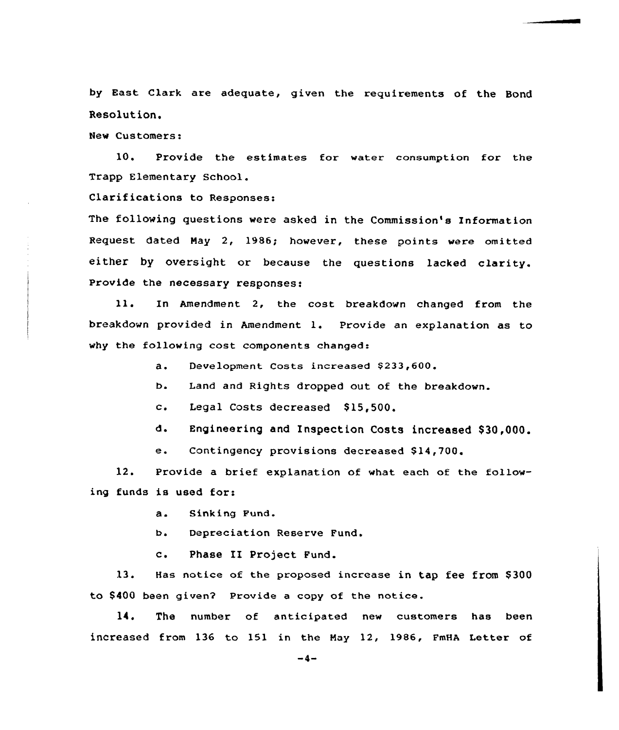by East Clark are adequate, given the requirements of the Bond Resolution.

New Customers:

10. Provide the estimates for water consumption for the Trapp Elementary School.

Clarifications to Responses:

The following questions were asked in the Commission's Information Request dated May 2, 1986; however, these points were omitted either by oversight or because the questions lacked clarity. Provide the necessary responses:

11. In Amendment 2, the cost breakdown changed from the breakdown provided in Amendment 1. Provide an explanation as to why the following cost components changed:

   a. Development Costs increased $233,600.

   b. Land and Rights dropped out of the breakdown.

   c. Legal Costs decreased $15,500.

   d. Engineering and Inspection Costs increased $30,000.

   e. Contingency provisions decreased $14,700.

12. Provide a brief explanation of what each of the following funds is used for:

   a. Sinking Fund.

   b. Depreciation Reserve Fund.

   c. Phase II Project Fund.

13. Has notice of the proposed increase in tap fee from $300 to $400 been given? Provide a copy of the notice.

14. The number of anticipated new customers has been increased from 136 to 151 in the May 12, 1986, FmHA Letter of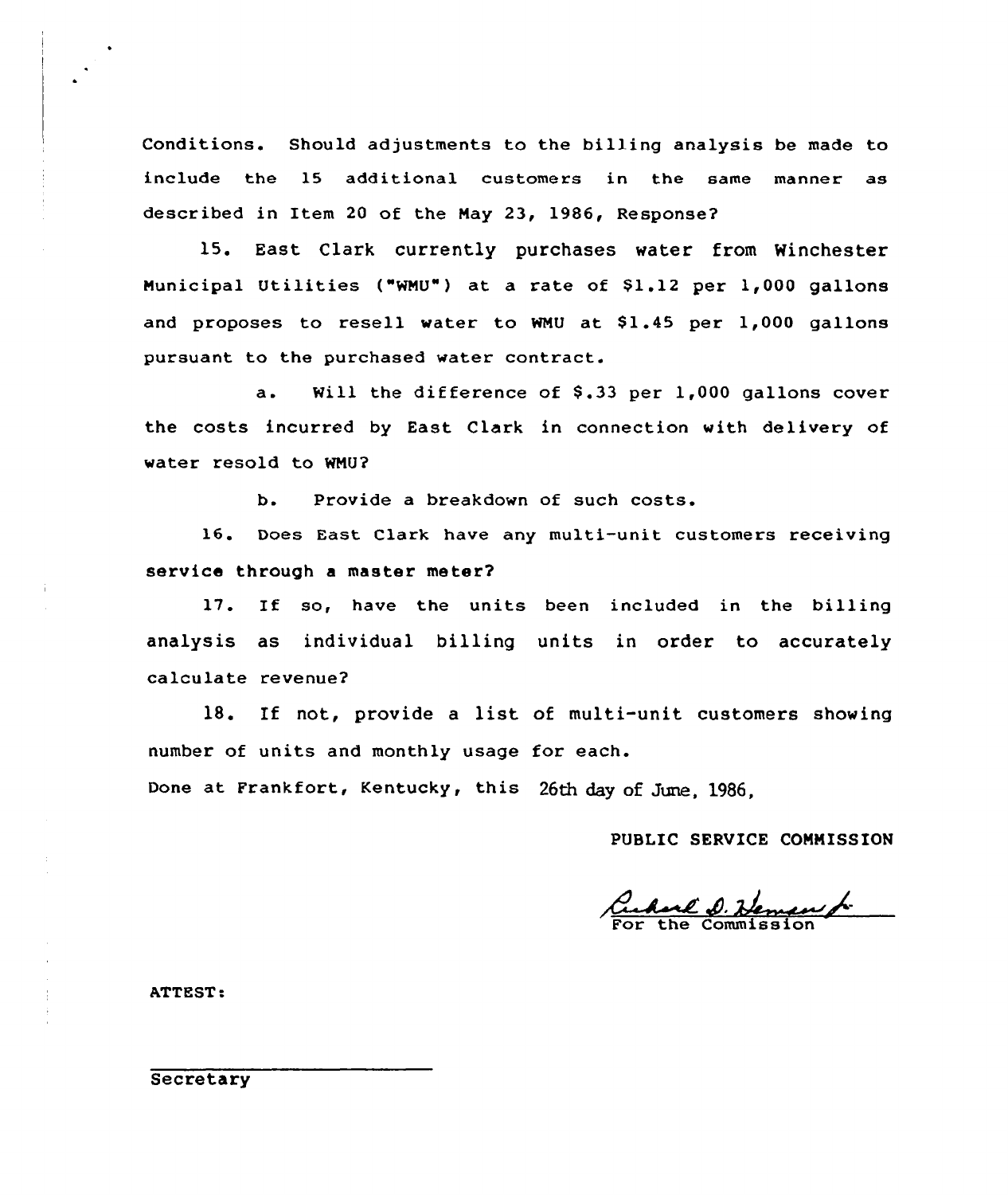Conditions. Should adjustments to the billing analysis be made to include the 15 additional customers in the same manner as described in Item 20 of the May 23, 1986, Response?

15. East Clark currently purchases water from Winchester Municipal Utilities ("WMU") at a rate of $1.12 per 1,000 gallons and proposes to resell water to WMU at $1.45 per 1,000 gallons pursuant to the purchased water contract.

a. Will the difference of $.33 per 1,000 gallons cover the costs incurred by East Clark in connection with delivery of water resold to WMU?

b. Provide a breakdown of such costs.

16. Does East Clark have any multi-unit customers receiving service through a master meter?

17. If so, have the units been included in the billing analysis as individual billing units in order to accurately calculate revenue?

18. If not, provide a list of multi-unit customers showing number of units and monthly usage for each.

Done at Frankfort, Kentucky, this 26th day of June, 1986,

PUBLIC SERVICE COMMISSION

Richard D. Heman Jr.
For the Commission

ATTEST:

Secretary